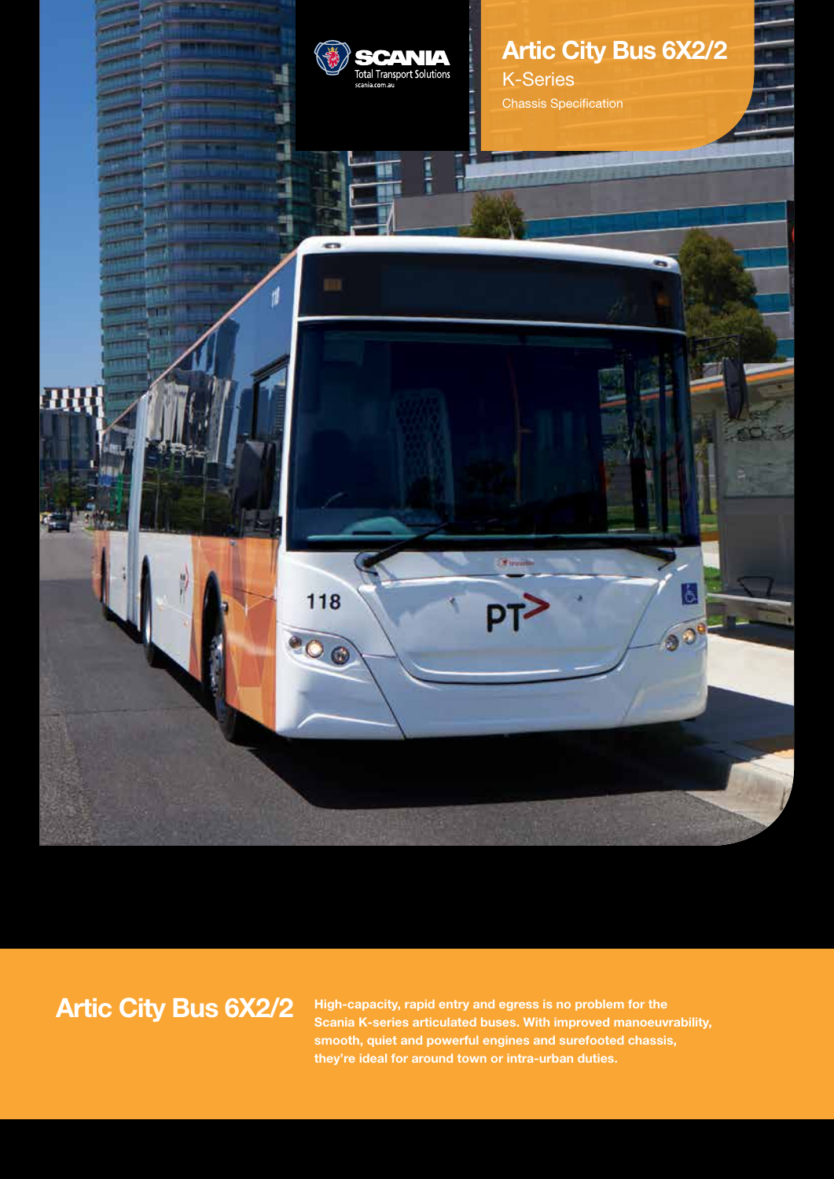SCANIA
Total Transport Solutions
scania.com.au

# Artic City Bus 6X2/2

K-Series

Chassis Specification

## Artic City Bus 6X2/2

**High-capacity, rapid entry and egress is no problem for the Scania K-series articulated buses. With improved manoeuvrability, smooth, quiet and powerful engines and surefooted chassis, they're ideal for around town or intra-urban duties.**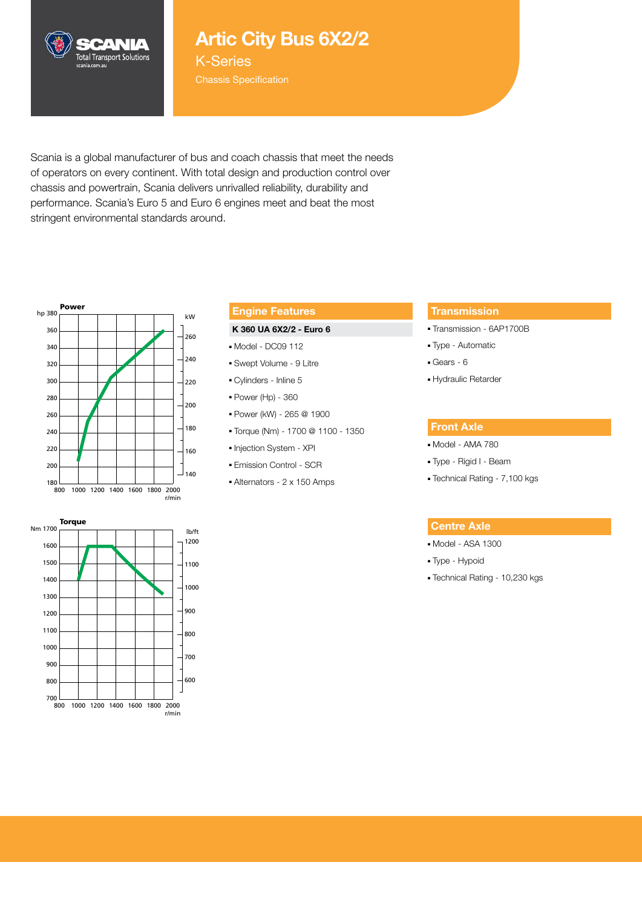# Artic City Bus 6X2/2

## K-Series

Chassis Specification

Scania is a global manufacturer of bus and coach chassis that meet the needs of operators on every continent. With total design and production control over chassis and powertrain, Scania delivers unrivalled reliability, durability and performance. Scania's Euro 5 and Euro 6 engines meet and beat the most stringent environmental standards around.

## Engine Features

**K 360 UA 6X2/2 - Euro 6**

- Model - DC09 112
- Swept Volume - 9 Litre
- Cylinders - Inline 5
- Power (Hp) - 360
- Power (kW) - 265 @ 1900
- Torque (Nm) - 1700 @ 1100 - 1350
- Injection System - XPI
- Emission Control - SCR
- Alternators - 2 x 150 Amps

## Transmission

- Transmission - 6AP1700B
- Type - Automatic
- Gears - 6
- Hydraulic Retarder

## Front Axle

- Model - AMA 780
- Type - Rigid I - Beam
- Technical Rating - 7,100 kgs

## Centre Axle

- Model - ASA 1300
- Type - Hypoid
- Technical Rating - 10,230 kgs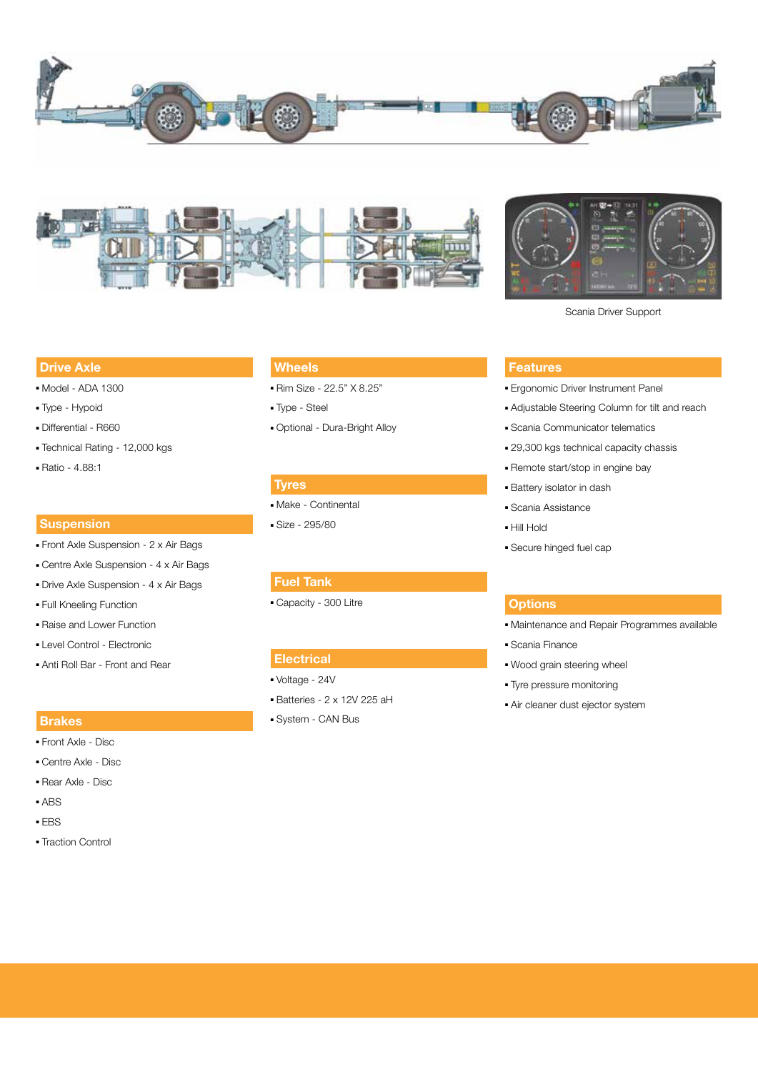Scania Driver Support

## Drive Axle

- Model - ADA 1300
- Type - Hypoid
- Differential - R660
- Technical Rating - 12,000 kgs
- Ratio - 4.88:1

## Suspension

- Front Axle Suspension - 2 x Air Bags
- Centre Axle Suspension - 4 x Air Bags
- Drive Axle Suspension - 4 x Air Bags
- Full Kneeling Function
- Raise and Lower Function
- Level Control - Electronic
- Anti Roll Bar - Front and Rear

## Brakes

- Front Axle - Disc
- Centre Axle - Disc
- Rear Axle - Disc
- ABS
- EBS
- Traction Control

## Wheels

- Rim Size - 22.5" X 8.25"
- Type - Steel
- Optional - Dura-Bright Alloy

## Tyres

- Make - Continental
- Size - 295/80

## Fuel Tank

- Capacity - 300 Litre

## Electrical

- Voltage - 24V
- Batteries - 2 x 12V 225 aH
- System - CAN Bus

## Features

- Ergonomic Driver Instrument Panel
- Adjustable Steering Column for tilt and reach
- Scania Communicator telematics
- 29,300 kgs technical capacity chassis
- Remote start/stop in engine bay
- Battery isolator in dash
- Scania Assistance
- Hill Hold
- Secure hinged fuel cap

## Options

- Maintenance and Repair Programmes available
- Scania Finance
- Wood grain steering wheel
- Tyre pressure monitoring
- Air cleaner dust ejector system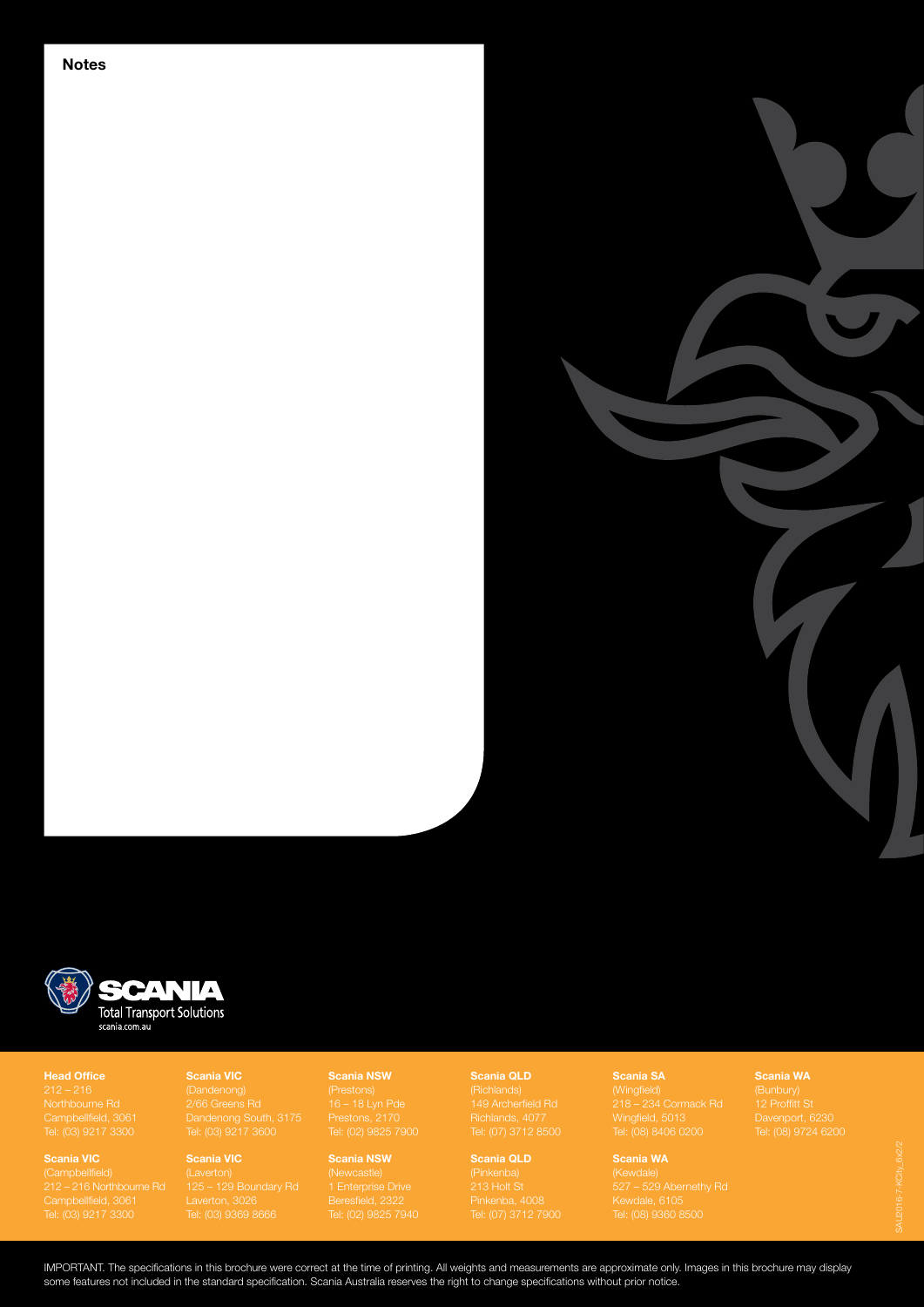**Notes**

**SCANIA**
Total Transport Solutions
scania.com.au

**Head Office**
212 – 216
Northbourne Rd
Campbellfield, 3061
Tel: (03) 9217 3300

**Scania VIC**
(Campbellfield)
212 – 216 Northbourne Rd
Campbellfield, 3061
Tel: (03) 9217 3300

**Scania VIC**
(Dandenong)
2/66 Greens Rd
Dandenong South, 3175
Tel: (03) 9217 3600

**Scania VIC**
(Laverton)
125 – 129 Boundary Rd
Laverton, 3026
Tel: (03) 9369 8666

**Scania NSW**
(Prestons)
16 – 18 Lyn Pde
Prestons, 2170
Tel: (02) 9825 7900

**Scania NSW**
(Newcastle)
1 Enterprise Drive
Beresfield, 2322
Tel: (02) 9825 7940

**Scania QLD**
(Richlands)
149 Archerfield Rd
Richlands, 4077
Tel: (07) 3712 8500

**Scania QLD**
(Pinkenba)
213 Holt St
Pinkenba, 4008
Tel: (07) 3712 7900

**Scania SA**
(Wingfield)
218 – 234 Cormack Rd
Wingfield, 5013
Tel: (08) 8406 0200

**Scania WA**
(Kewdale)
527 – 529 Abernethy Rd
Kewdale, 6105
Tel: (08) 9360 8500

**Scania WA**
(Bunbury)
12 Proffitt St
Davenport, 6230
Tel: (08) 9724 6200

SAU2016-7-KCity_6x2/2

IMPORTANT. The specifications in this brochure were correct at the time of printing. All weights and measurements are approximate only. Images in this brochure may display some features not included in the standard specification. Scania Australia reserves the right to change specifications without prior notice.